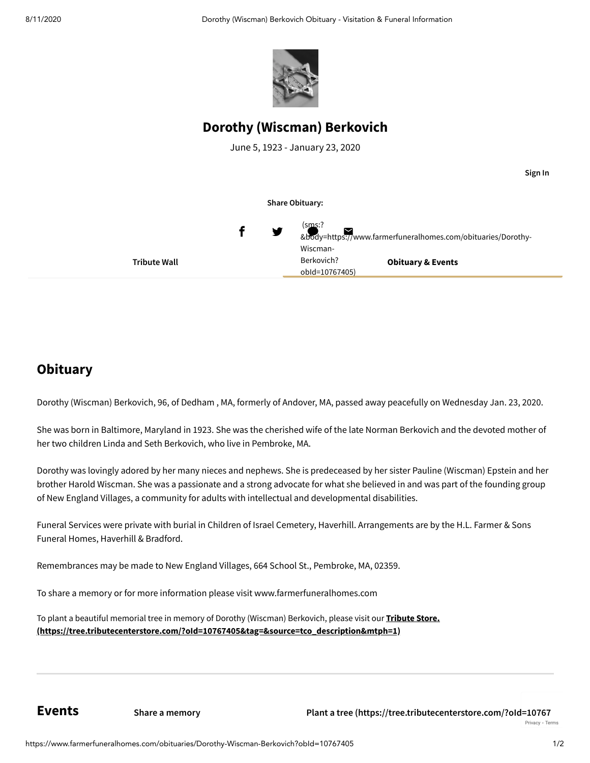# Dorothy (Wiscman) Berkovich

June 5, 1923 - January 23, 2020

Sign In

**Share Obituary:**

(sms:?&body=https://www.farmerfuneralhomes.com/obituaries/Dorothy-Wiscman-Berkovich?obId=10767405)

**Tribute Wall** | **Obituary & Events**

## Obituary

Dorothy (Wiscman) Berkovich, 96, of Dedham , MA, formerly of Andover, MA, passed away peacefully on Wednesday Jan. 23, 2020.

She was born in Baltimore, Maryland in 1923. She was the cherished wife of the late Norman Berkovich and the devoted mother of her two children Linda and Seth Berkovich, who live in Pembroke, MA.

Dorothy was lovingly adored by her many nieces and nephews. She is predeceased by her sister Pauline (Wiscman) Epstein and her brother Harold Wiscman. She was a passionate and a strong advocate for what she believed in and was part of the founding group of New England Villages, a community for adults with intellectual and developmental disabilities.

Funeral Services were private with burial in Children of Israel Cemetery, Haverhill. Arrangements are by the H.L. Farmer & Sons Funeral Homes, Haverhill & Bradford.

Remembrances may be made to New England Villages, 664 School St., Pembroke, MA, 02359.

To share a memory or for more information please visit www.farmerfuneralhomes.com

To plant a beautiful memorial tree in memory of Dorothy (Wiscman) Berkovich, please visit our **Tribute Store. (https://tree.tributecenterstore.com/?oId=10767405&tag=&source=tco_description&mtph=1)**

## Events

**Share a memory**

**Plant a tree (https://tree.tributecenterstore.com/?oId=10767**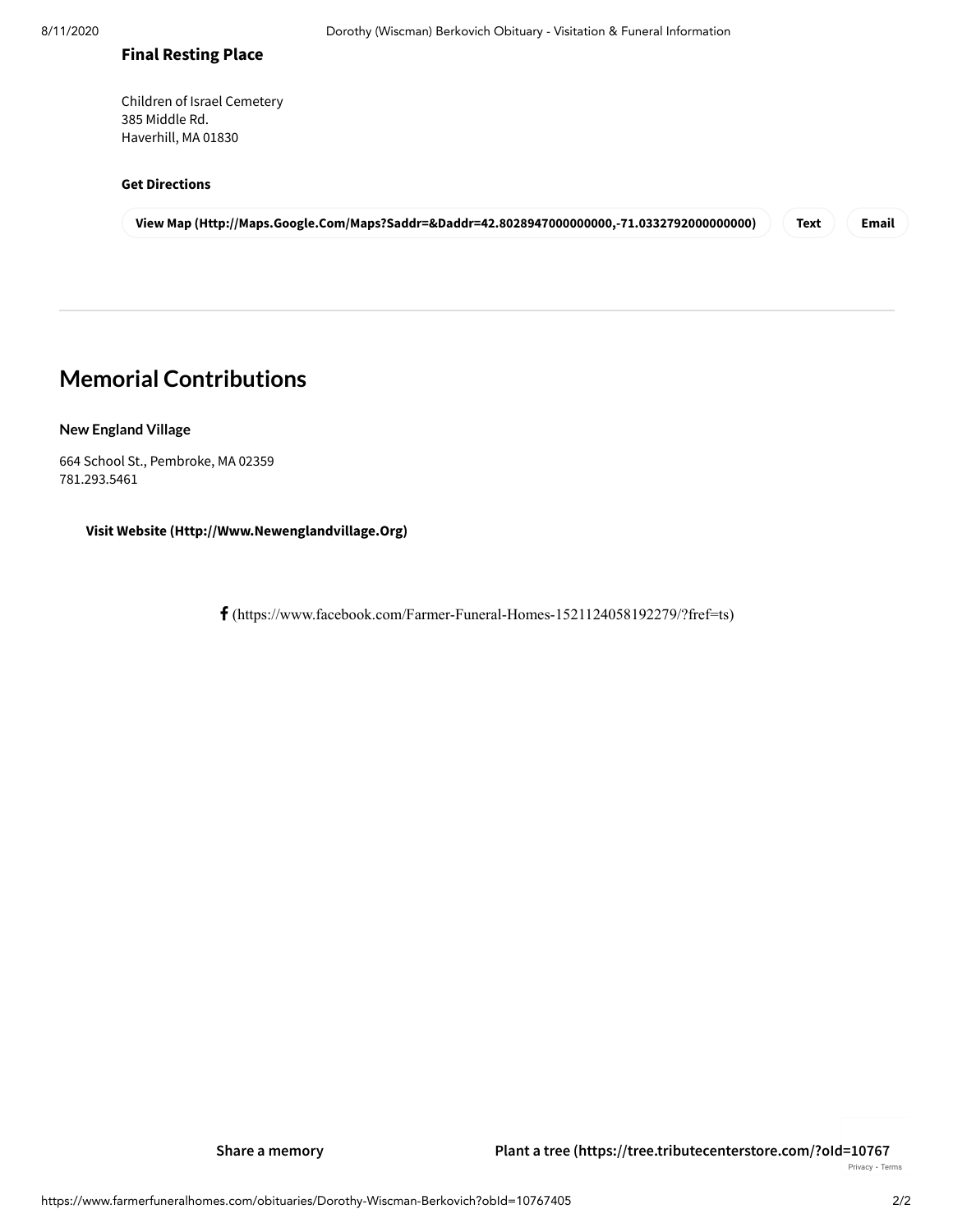### Final Resting Place

Children of Israel Cemetery
385 Middle Rd.
Haverhill, MA 01830

**Get Directions**

**View Map (Http://Maps.Google.Com/Maps?Saddr=&Daddr=42.8028947000000000,-71.0332792000000000)** **Text** **Email**

## Memorial Contributions

**New England Village**

664 School St., Pembroke, MA 02359
781.293.5461

**Visit Website (Http://Www.Newenglandvillage.Org)**

(https://www.facebook.com/Farmer-Funeral-Homes-1521124058192279/?fref=ts)

**Share a memory** **Plant a tree (https://tree.tributecenterstore.com/?oId=10767**